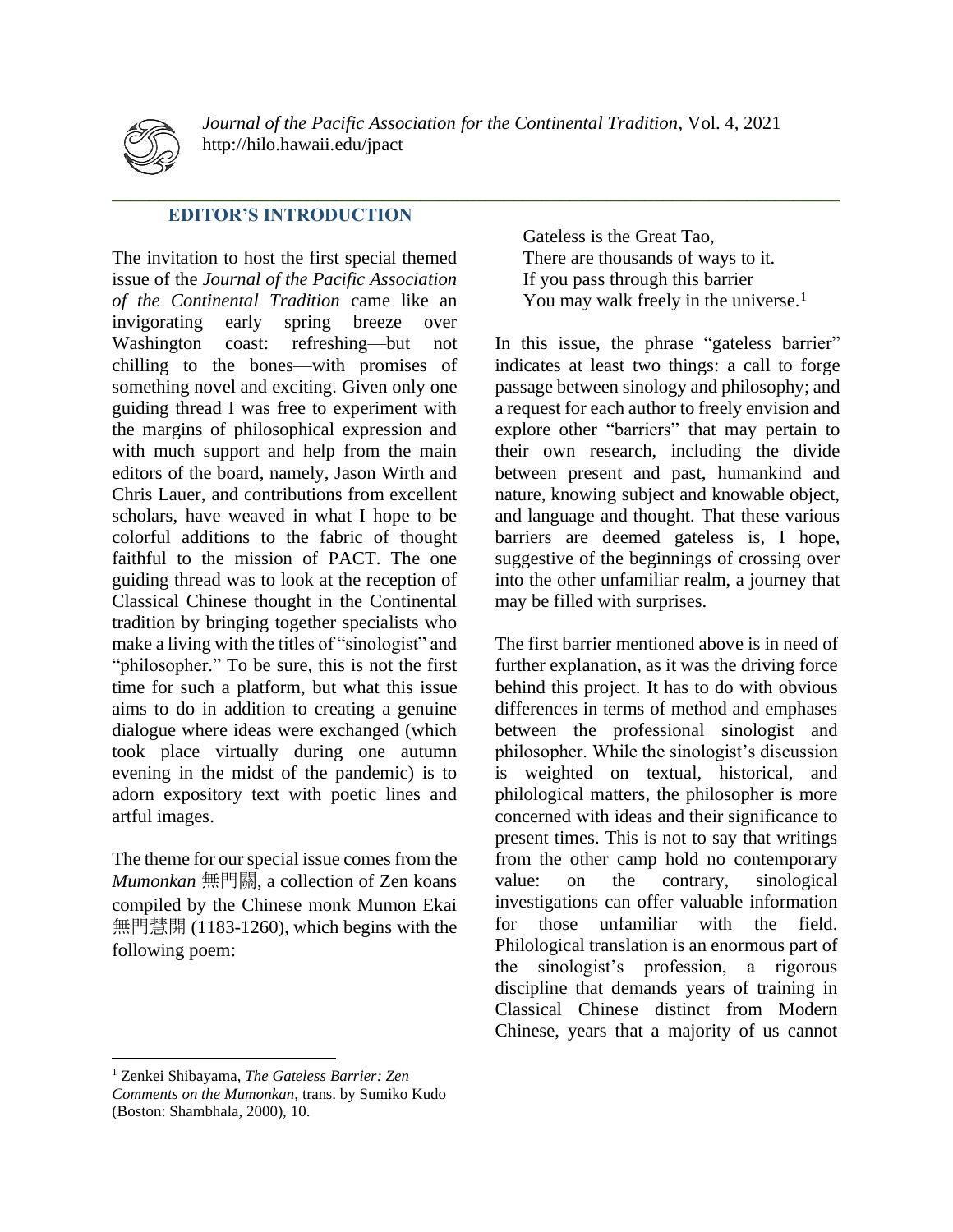## EDITOR'S INTRODUCTION

The invitation to host the first special themed issue of the *Journal of the Pacific Association of the Continental Tradition* came like an invigorating early spring breeze over Washington coast: refreshing—but not chilling to the bones—with promises of something novel and exciting. Given only one guiding thread I was free to experiment with the margins of philosophical expression and with much support and help from the main editors of the board, namely, Jason Wirth and Chris Lauer, and contributions from excellent scholars, have weaved in what I hope to be colorful additions to the fabric of thought faithful to the mission of PACT. The one guiding thread was to look at the reception of Classical Chinese thought in the Continental tradition by bringing together specialists who make a living with the titles of "sinologist" and "philosopher." To be sure, this is not the first time for such a platform, but what this issue aims to do in addition to creating a genuine dialogue where ideas were exchanged (which took place virtually during one autumn evening in the midst of the pandemic) is to adorn expository text with poetic lines and artful images.

The theme for our special issue comes from the *Mumonkan* 無門關, a collection of Zen koans compiled by the Chinese monk Mumon Ekai 無門慧開 (1183-1260), which begins with the following poem:

> Gateless is the Great Tao,
> There are thousands of ways to it.
> If you pass through this barrier
> You may walk freely in the universe.[1]

In this issue, the phrase "gateless barrier" indicates at least two things: a call to forge passage between sinology and philosophy; and a request for each author to freely envision and explore other "barriers" that may pertain to their own research, including the divide between present and past, humankind and nature, knowing subject and knowable object, and language and thought. That these various barriers are deemed gateless is, I hope, suggestive of the beginnings of crossing over into the other unfamiliar realm, a journey that may be filled with surprises.

The first barrier mentioned above is in need of further explanation, as it was the driving force behind this project. It has to do with obvious differences in terms of method and emphases between the professional sinologist and philosopher. While the sinologist's discussion is weighted on textual, historical, and philological matters, the philosopher is more concerned with ideas and their significance to present times. This is not to say that writings from the other camp hold no contemporary value: on the contrary, sinological investigations can offer valuable information for those unfamiliar with the field. Philological translation is an enormous part of the sinologist's profession, a rigorous discipline that demands years of training in Classical Chinese distinct from Modern Chinese, years that a majority of us cannot

---

[1] Zenkei Shibayama, *The Gateless Barrier: Zen Comments on the Mumonkan,* trans. by Sumiko Kudo (Boston: Shambhala, 2000), 10.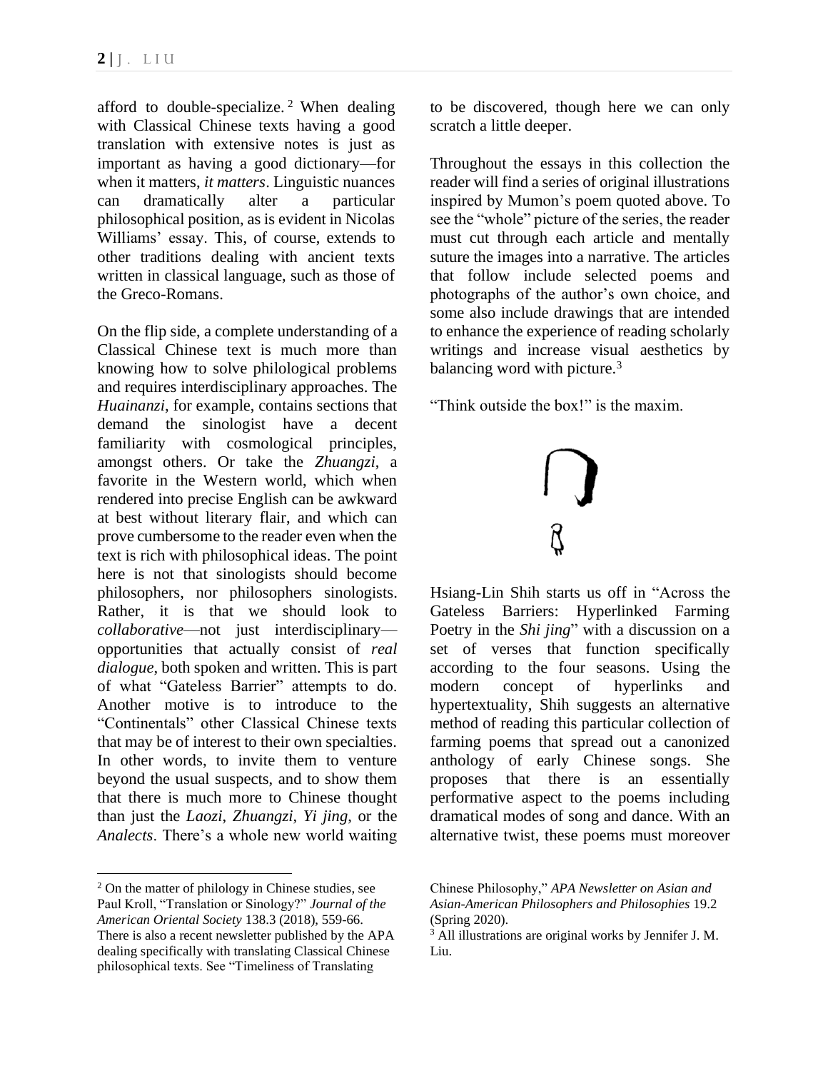afford to double-specialize.[2] When dealing with Classical Chinese texts having a good translation with extensive notes is just as important as having a good dictionary—for when it matters, *it matters*. Linguistic nuances can dramatically alter a particular philosophical position, as is evident in Nicolas Williams' essay. This, of course, extends to other traditions dealing with ancient texts written in classical language, such as those of the Greco-Romans.

On the flip side, a complete understanding of a Classical Chinese text is much more than knowing how to solve philological problems and requires interdisciplinary approaches. The *Huainanzi*, for example, contains sections that demand the sinologist have a decent familiarity with cosmological principles, amongst others. Or take the *Zhuangzi*, a favorite in the Western world, which when rendered into precise English can be awkward at best without literary flair, and which can prove cumbersome to the reader even when the text is rich with philosophical ideas. The point here is not that sinologists should become philosophers, nor philosophers sinologists. Rather, it is that we should look to *collaborative*—not just interdisciplinary—opportunities that actually consist of *real dialogue*, both spoken and written. This is part of what "Gateless Barrier" attempts to do. Another motive is to introduce to the "Continentals" other Classical Chinese texts that may be of interest to their own specialties. In other words, to invite them to venture beyond the usual suspects, and to show them that there is much more to Chinese thought than just the *Laozi*, *Zhuangzi*, *Yi jing*, or the *Analects*. There's a whole new world waiting to be discovered, though here we can only scratch a little deeper.

Throughout the essays in this collection the reader will find a series of original illustrations inspired by Mumon's poem quoted above. To see the "whole" picture of the series, the reader must cut through each article and mentally suture the images into a narrative. The articles that follow include selected poems and photographs of the author's own choice, and some also include drawings that are intended to enhance the experience of reading scholarly writings and increase visual aesthetics by balancing word with picture.[3]

"Think outside the box!" is the maxim.

Hsiang-Lin Shih starts us off in "Across the Gateless Barriers: Hyperlinked Farming Poetry in the *Shi jing*" with a discussion on a set of verses that function specifically according to the four seasons. Using the modern concept of hyperlinks and hypertextuality, Shih suggests an alternative method of reading this particular collection of farming poems that spread out a canonized anthology of early Chinese songs. She proposes that there is an essentially performative aspect to the poems including dramatical modes of song and dance. With an alternative twist, these poems must moreover

---

[2] On the matter of philology in Chinese studies, see Paul Kroll, "Translation or Sinology?" *Journal of the American Oriental Society* 138.3 (2018), 559-66. There is also a recent newsletter published by the APA dealing specifically with translating Classical Chinese philosophical texts. See "Timeliness of Translating Chinese Philosophy," *APA Newsletter on Asian and Asian-American Philosophers and Philosophies* 19.2 (Spring 2020).

[3] All illustrations are original works by Jennifer J. M. Liu.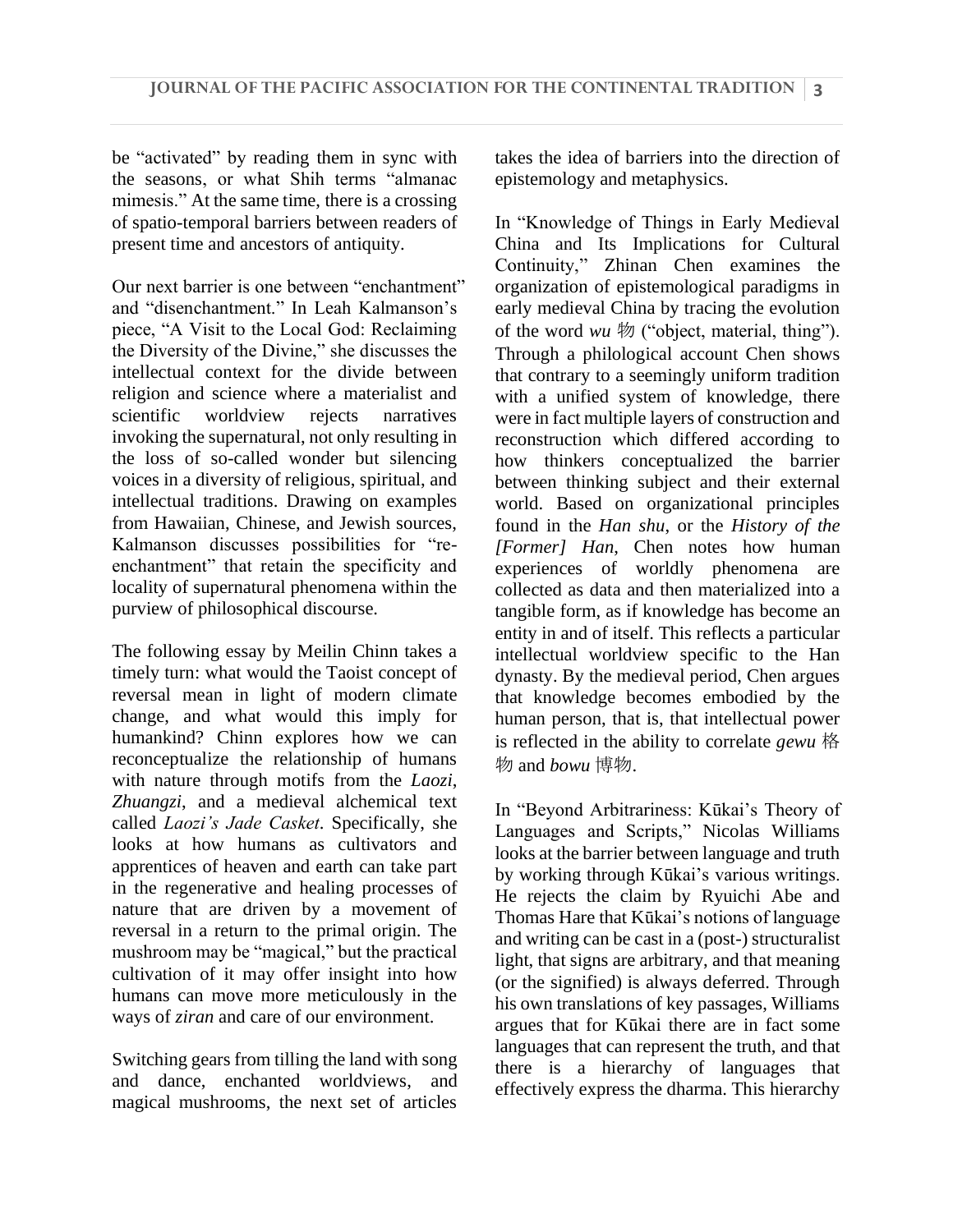be "activated" by reading them in sync with the seasons, or what Shih terms "almanac mimesis." At the same time, there is a crossing of spatio-temporal barriers between readers of present time and ancestors of antiquity.

Our next barrier is one between "enchantment" and "disenchantment." In Leah Kalmanson's piece, "A Visit to the Local God: Reclaiming the Diversity of the Divine," she discusses the intellectual context for the divide between religion and science where a materialist and scientific worldview rejects narratives invoking the supernatural, not only resulting in the loss of so-called wonder but silencing voices in a diversity of religious, spiritual, and intellectual traditions. Drawing on examples from Hawaiian, Chinese, and Jewish sources, Kalmanson discusses possibilities for "re-enchantment" that retain the specificity and locality of supernatural phenomena within the purview of philosophical discourse.

The following essay by Meilin Chinn takes a timely turn: what would the Taoist concept of reversal mean in light of modern climate change, and what would this imply for humankind? Chinn explores how we can reconceptualize the relationship of humans with nature through motifs from the *Laozi*, *Zhuangzi*, and a medieval alchemical text called *Laozi's Jade Casket*. Specifically, she looks at how humans as cultivators and apprentices of heaven and earth can take part in the regenerative and healing processes of nature that are driven by a movement of reversal in a return to the primal origin. The mushroom may be "magical," but the practical cultivation of it may offer insight into how humans can move more meticulously in the ways of *ziran* and care of our environment.

Switching gears from tilling the land with song and dance, enchanted worldviews, and magical mushrooms, the next set of articles takes the idea of barriers into the direction of epistemology and metaphysics.

In "Knowledge of Things in Early Medieval China and Its Implications for Cultural Continuity," Zhinan Chen examines the organization of epistemological paradigms in early medieval China by tracing the evolution of the word *wu* 物 ("object, material, thing"). Through a philological account Chen shows that contrary to a seemingly uniform tradition with a unified system of knowledge, there were in fact multiple layers of construction and reconstruction which differed according to how thinkers conceptualized the barrier between thinking subject and their external world. Based on organizational principles found in the *Han shu*, or the *History of the [Former] Han*, Chen notes how human experiences of worldly phenomena are collected as data and then materialized into a tangible form, as if knowledge has become an entity in and of itself. This reflects a particular intellectual worldview specific to the Han dynasty. By the medieval period, Chen argues that knowledge becomes embodied by the human person, that is, that intellectual power is reflected in the ability to correlate *gewu* 格物 and *bowu* 博物.

In "Beyond Arbitrariness: Kūkai's Theory of Languages and Scripts," Nicolas Williams looks at the barrier between language and truth by working through Kūkai's various writings. He rejects the claim by Ryuichi Abe and Thomas Hare that Kūkai's notions of language and writing can be cast in a (post-) structuralist light, that signs are arbitrary, and that meaning (or the signified) is always deferred. Through his own translations of key passages, Williams argues that for Kūkai there are in fact some languages that can represent the truth, and that there is a hierarchy of languages that effectively express the dharma. This hierarchy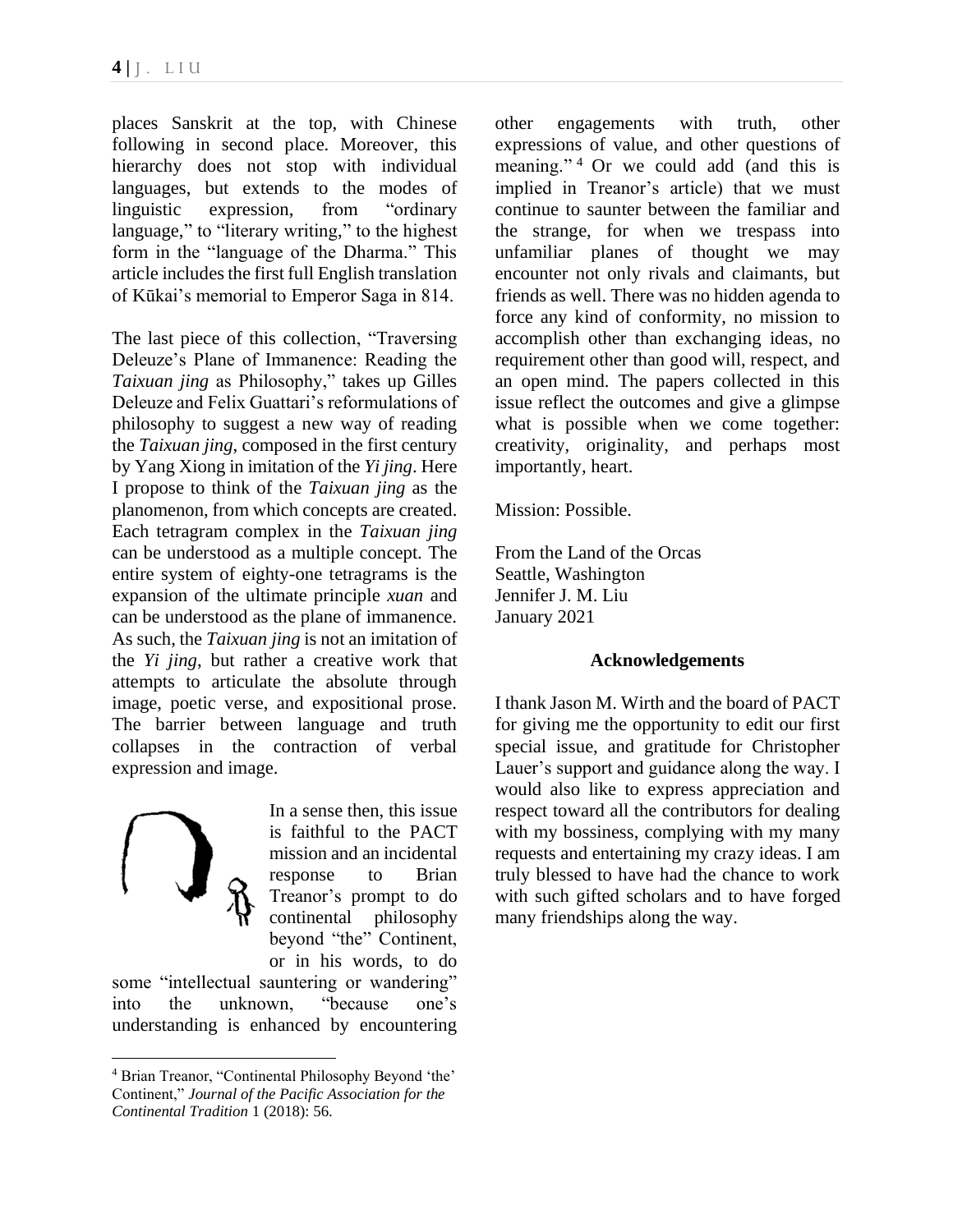places Sanskrit at the top, with Chinese following in second place. Moreover, this hierarchy does not stop with individual languages, but extends to the modes of linguistic expression, from "ordinary language," to "literary writing," to the highest form in the "language of the Dharma." This article includes the first full English translation of Kūkai's memorial to Emperor Saga in 814.

The last piece of this collection, "Traversing Deleuze's Plane of Immanence: Reading the *Taixuan jing* as Philosophy," takes up Gilles Deleuze and Felix Guattari's reformulations of philosophy to suggest a new way of reading the *Taixuan jing*, composed in the first century by Yang Xiong in imitation of the *Yi jing*. Here I propose to think of the *Taixuan jing* as the planomenon, from which concepts are created. Each tetragram complex in the *Taixuan jing* can be understood as a multiple concept. The entire system of eighty-one tetragrams is the expansion of the ultimate principle *xuan* and can be understood as the plane of immanence. As such, the *Taixuan jing* is not an imitation of the *Yi jing*, but rather a creative work that attempts to articulate the absolute through image, poetic verse, and expositional prose. The barrier between language and truth collapses in the contraction of verbal expression and image.

In a sense then, this issue is faithful to the PACT mission and an incidental response to Brian Treanor's prompt to do continental philosophy beyond "the" Continent, or in his words, to do some "intellectual sauntering or wandering" into the unknown, "because one's understanding is enhanced by encountering other engagements with truth, other expressions of value, and other questions of meaning."[4] Or we could add (and this is implied in Treanor's article) that we must continue to saunter between the familiar and the strange, for when we trespass into unfamiliar planes of thought we may encounter not only rivals and claimants, but friends as well. There was no hidden agenda to force any kind of conformity, no mission to accomplish other than exchanging ideas, no requirement other than good will, respect, and an open mind. The papers collected in this issue reflect the outcomes and give a glimpse what is possible when we come together: creativity, originality, and perhaps most importantly, heart.

Mission: Possible.

From the Land of the Orcas  
Seattle, Washington  
Jennifer J. M. Liu  
January 2021

### Acknowledgements

I thank Jason M. Wirth and the board of PACT for giving me the opportunity to edit our first special issue, and gratitude for Christopher Lauer's support and guidance along the way. I would also like to express appreciation and respect toward all the contributors for dealing with my bossiness, complying with my many requests and entertaining my crazy ideas. I am truly blessed to have had the chance to work with such gifted scholars and to have forged many friendships along the way.

---

[4] Brian Treanor, "Continental Philosophy Beyond 'the' Continent," *Journal of the Pacific Association for the Continental Tradition* 1 (2018): 56.